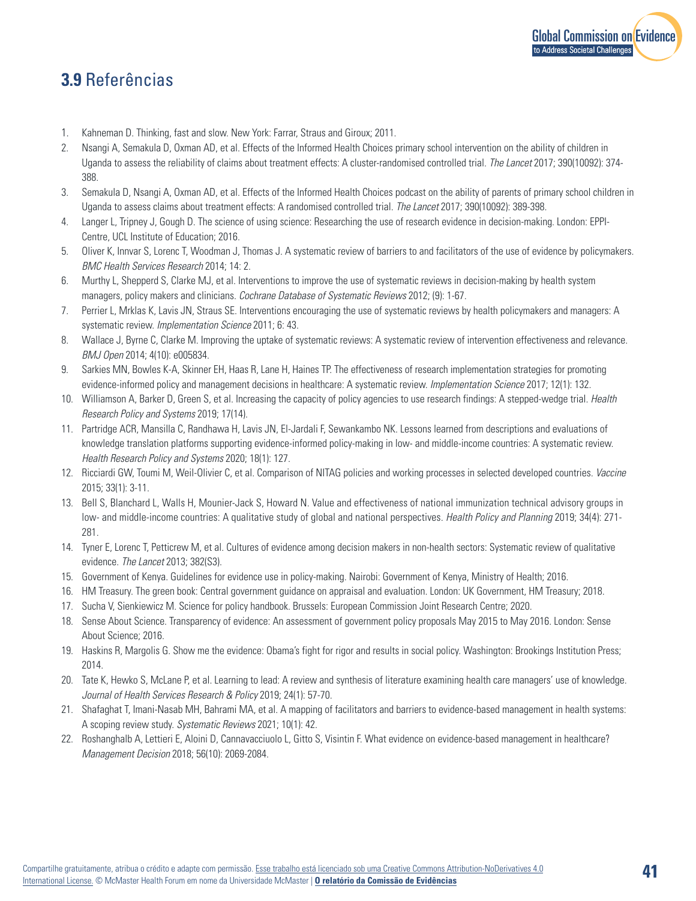## **3.9** Referências

1. Kahneman D. Thinking, fast and slow. New York: Farrar, Straus and Giroux; 2011.
2. Nsangi A, Semakula D, Oxman AD, et al. Effects of the Informed Health Choices primary school intervention on the ability of children in Uganda to assess the reliability of claims about treatment effects: A cluster-randomised controlled trial. *The Lancet* 2017; 390(10092): 374-388.
3. Semakula D, Nsangi A, Oxman AD, et al. Effects of the Informed Health Choices podcast on the ability of parents of primary school children in Uganda to assess claims about treatment effects: A randomised controlled trial. *The Lancet* 2017; 390(10092): 389-398.
4. Langer L, Tripney J, Gough D. The science of using science: Researching the use of research evidence in decision-making. London: EPPI-Centre, UCL Institute of Education; 2016.
5. Oliver K, Innvar S, Lorenc T, Woodman J, Thomas J. A systematic review of barriers to and facilitators of the use of evidence by policymakers. *BMC Health Services Research* 2014; 14: 2.
6. Murthy L, Shepperd S, Clarke MJ, et al. Interventions to improve the use of systematic reviews in decision-making by health system managers, policy makers and clinicians. *Cochrane Database of Systematic Reviews* 2012; (9): 1-67.
7. Perrier L, Mrklas K, Lavis JN, Straus SE. Interventions encouraging the use of systematic reviews by health policymakers and managers: A systematic review. *Implementation Science* 2011; 6: 43.
8. Wallace J, Byrne C, Clarke M. Improving the uptake of systematic reviews: A systematic review of intervention effectiveness and relevance. *BMJ Open* 2014; 4(10): e005834.
9. Sarkies MN, Bowles K-A, Skinner EH, Haas R, Lane H, Haines TP. The effectiveness of research implementation strategies for promoting evidence-informed policy and management decisions in healthcare: A systematic review. *Implementation Science* 2017; 12(1): 132.
10. Williamson A, Barker D, Green S, et al. Increasing the capacity of policy agencies to use research findings: A stepped-wedge trial. *Health Research Policy and Systems* 2019; 17(14).
11. Partridge ACR, Mansilla C, Randhawa H, Lavis JN, El-Jardali F, Sewankambo NK. Lessons learned from descriptions and evaluations of knowledge translation platforms supporting evidence-informed policy-making in low- and middle-income countries: A systematic review. *Health Research Policy and Systems* 2020; 18(1): 127.
12. Ricciardi GW, Toumi M, Weil-Olivier C, et al. Comparison of NITAG policies and working processes in selected developed countries. *Vaccine* 2015; 33(1): 3-11.
13. Bell S, Blanchard L, Walls H, Mounier-Jack S, Howard N. Value and effectiveness of national immunization technical advisory groups in low- and middle-income countries: A qualitative study of global and national perspectives. *Health Policy and Planning* 2019; 34(4): 271-281.
14. Tyner E, Lorenc T, Petticrew M, et al. Cultures of evidence among decision makers in non-health sectors: Systematic review of qualitative evidence. *The Lancet* 2013; 382(S3).
15. Government of Kenya. Guidelines for evidence use in policy-making. Nairobi: Government of Kenya, Ministry of Health; 2016.
16. HM Treasury. The green book: Central government guidance on appraisal and evaluation. London: UK Government, HM Treasury; 2018.
17. Sucha V, Sienkiewicz M. Science for policy handbook. Brussels: European Commission Joint Research Centre; 2020.
18. Sense About Science. Transparency of evidence: An assessment of government policy proposals May 2015 to May 2016. London: Sense About Science; 2016.
19. Haskins R, Margolis G. Show me the evidence: Obama's fight for rigor and results in social policy. Washington: Brookings Institution Press; 2014.
20. Tate K, Hewko S, McLane P, et al. Learning to lead: A review and synthesis of literature examining health care managers' use of knowledge. *Journal of Health Services Research & Policy* 2019; 24(1): 57-70.
21. Shafaghat T, Imani-Nasab MH, Bahrami MA, et al. A mapping of facilitators and barriers to evidence-based management in health systems: A scoping review study. *Systematic Reviews* 2021; 10(1): 42.
22. Roshanghalb A, Lettieri E, Aloini D, Cannavacciuolo L, Gitto S, Visintin F. What evidence on evidence-based management in healthcare? *Management Decision* 2018; 56(10): 2069-2084.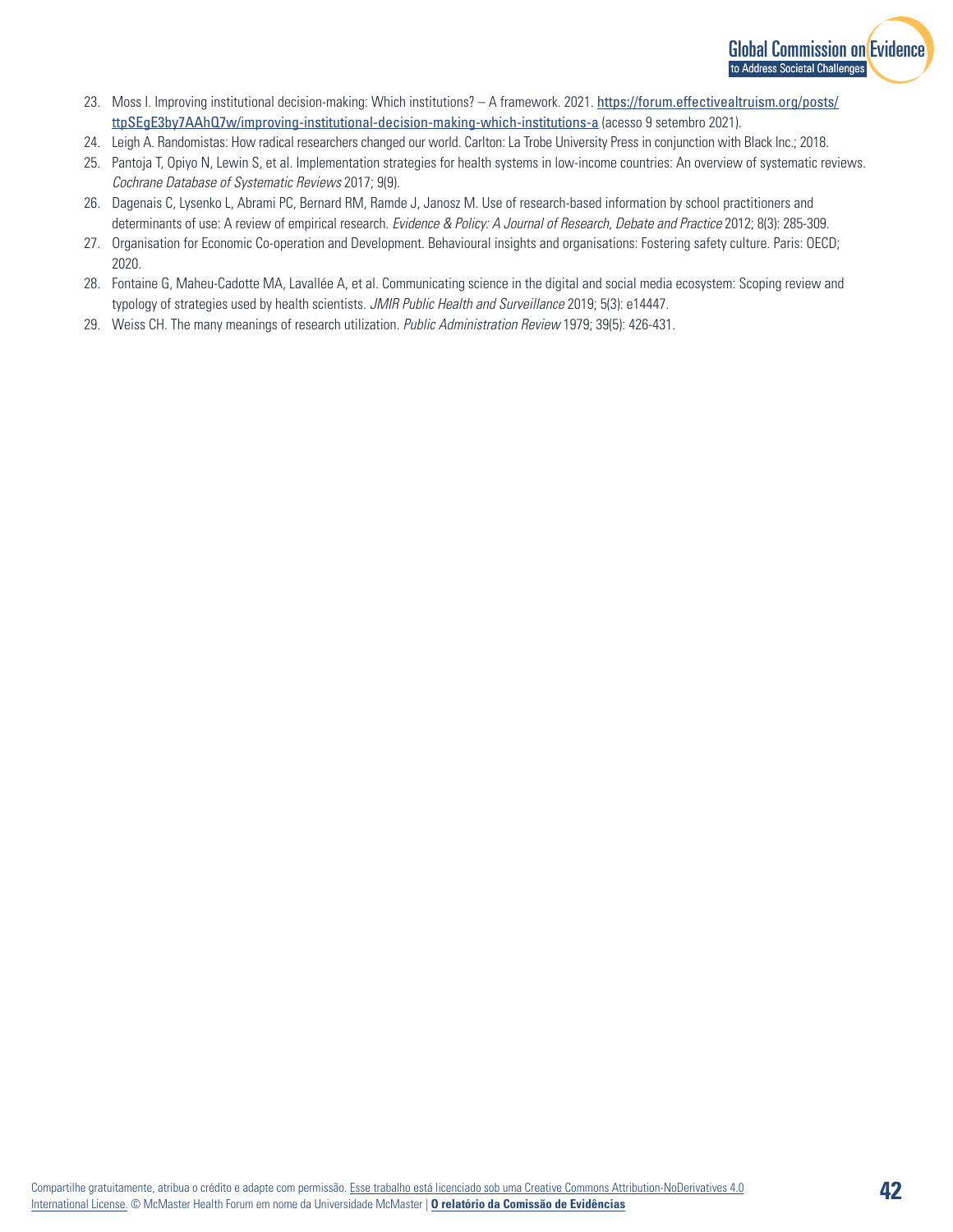23. Moss I. Improving institutional decision-making: Which institutions? – A framework. 2021. https://forum.effectivealtruism.org/posts/ttpSEgE3by7AAhQ7w/improving-institutional-decision-making-which-institutions-a (acesso 9 setembro 2021).
24. Leigh A. Randomistas: How radical researchers changed our world. Carlton: La Trobe University Press in conjunction with Black Inc.; 2018.
25. Pantoja T, Opiyo N, Lewin S, et al. Implementation strategies for health systems in low-income countries: An overview of systematic reviews. *Cochrane Database of Systematic Reviews* 2017; 9(9).
26. Dagenais C, Lysenko L, Abrami PC, Bernard RM, Ramde J, Janosz M. Use of research-based information by school practitioners and determinants of use: A review of empirical research. *Evidence & Policy: A Journal of Research, Debate and Practice* 2012; 8(3): 285-309.
27. Organisation for Economic Co-operation and Development. Behavioural insights and organisations: Fostering safety culture. Paris: OECD; 2020.
28. Fontaine G, Maheu-Cadotte MA, Lavallée A, et al. Communicating science in the digital and social media ecosystem: Scoping review and typology of strategies used by health scientists. *JMIR Public Health and Surveillance* 2019; 5(3): e14447.
29. Weiss CH. The many meanings of research utilization. *Public Administration Review* 1979; 39(5): 426-431.